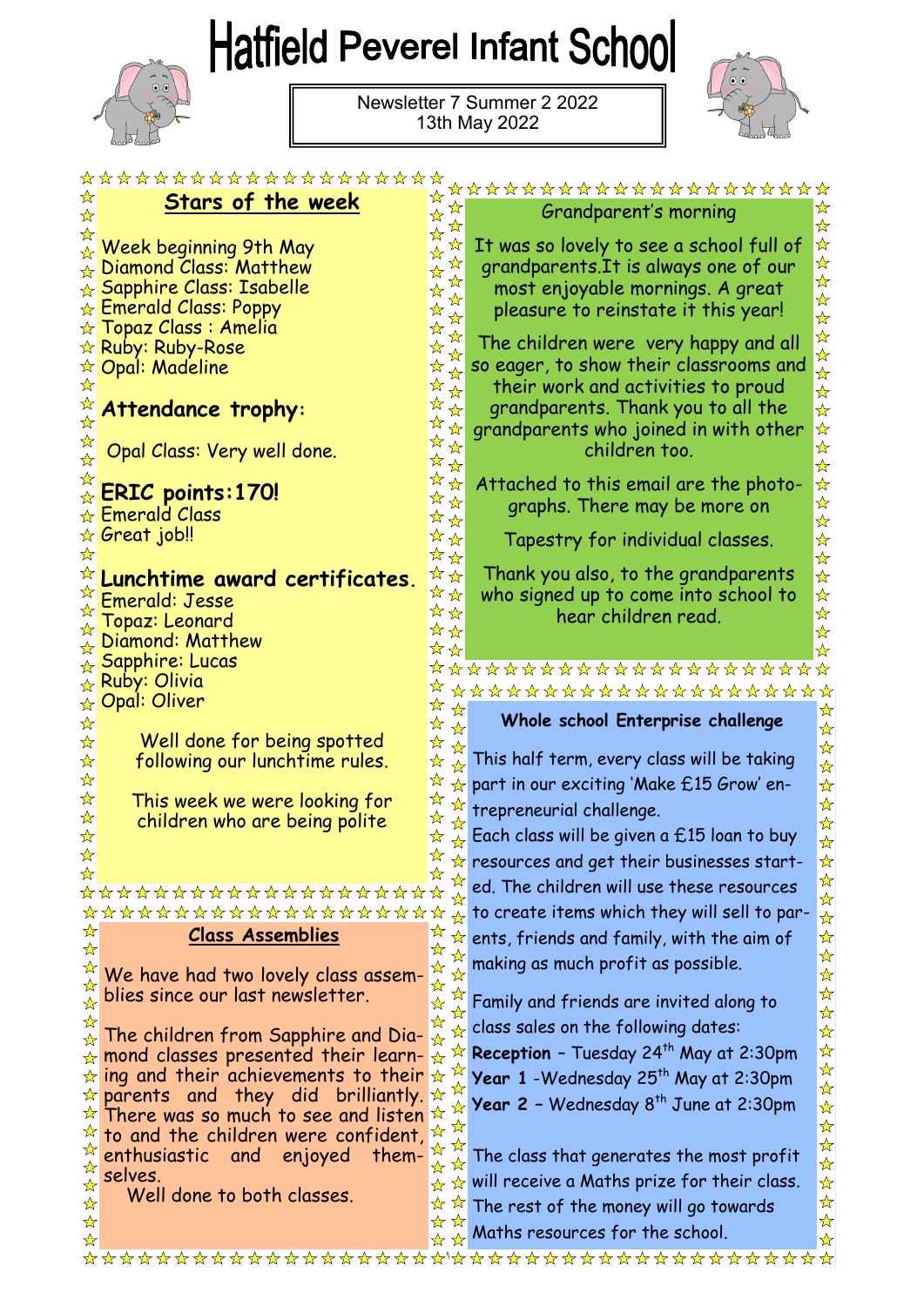# Hatfield Peverel Infant School

Newsletter 7 Summer 2 2022
13th May 2022

## Stars of the week

Week beginning 9th May
Diamond Class: Matthew
Sapphire Class: Isabelle
Emerald Class: Poppy
Topaz Class : Amelia
Ruby: Ruby-Rose
Opal: Madeline

**Attendance trophy:**

Opal Class: Very well done.

**ERIC points:170!**
Emerald Class
Great job!!

**Lunchtime award certificates.**
Emerald: Jesse
Topaz: Leonard
Diamond: Matthew
Sapphire: Lucas
Ruby: Olivia
Opal: Oliver

Well done for being spotted following our lunchtime rules.

This week we were looking for children who are being polite

## Class Assemblies

We have had two lovely class assemblies since our last newsletter.

The children from Sapphire and Diamond classes presented their learning and their achievements to their parents and they did brilliantly. There was so much to see and listen to and the children were confident, enthusiastic and enjoyed themselves.
Well done to both classes.

## Grandparent's morning

It was so lovely to see a school full of grandparents.It is always one of our most enjoyable mornings. A great pleasure to reinstate it this year!

The children were very happy and all so eager, to show their classrooms and their work and activities to proud grandparents. Thank you to all the grandparents who joined in with other children too.

Attached to this email are the photographs. There may be more on

Tapestry for individual classes.

Thank you also, to the grandparents who signed up to come into school to hear children read.

## Whole school Enterprise challenge

This half term, every class will be taking part in our exciting 'Make £15 Grow' entrepreneurial challenge.
Each class will be given a £15 loan to buy resources and get their businesses started. The children will use these resources to create items which they will sell to parents, friends and family, with the aim of making as much profit as possible.

Family and friends are invited along to class sales on the following dates:
**Reception** – Tuesday 24th May at 2:30pm
**Year 1** -Wednesday 25th May at 2:30pm
**Year 2** – Wednesday 8th June at 2:30pm

The class that generates the most profit will receive a Maths prize for their class. The rest of the money will go towards Maths resources for the school.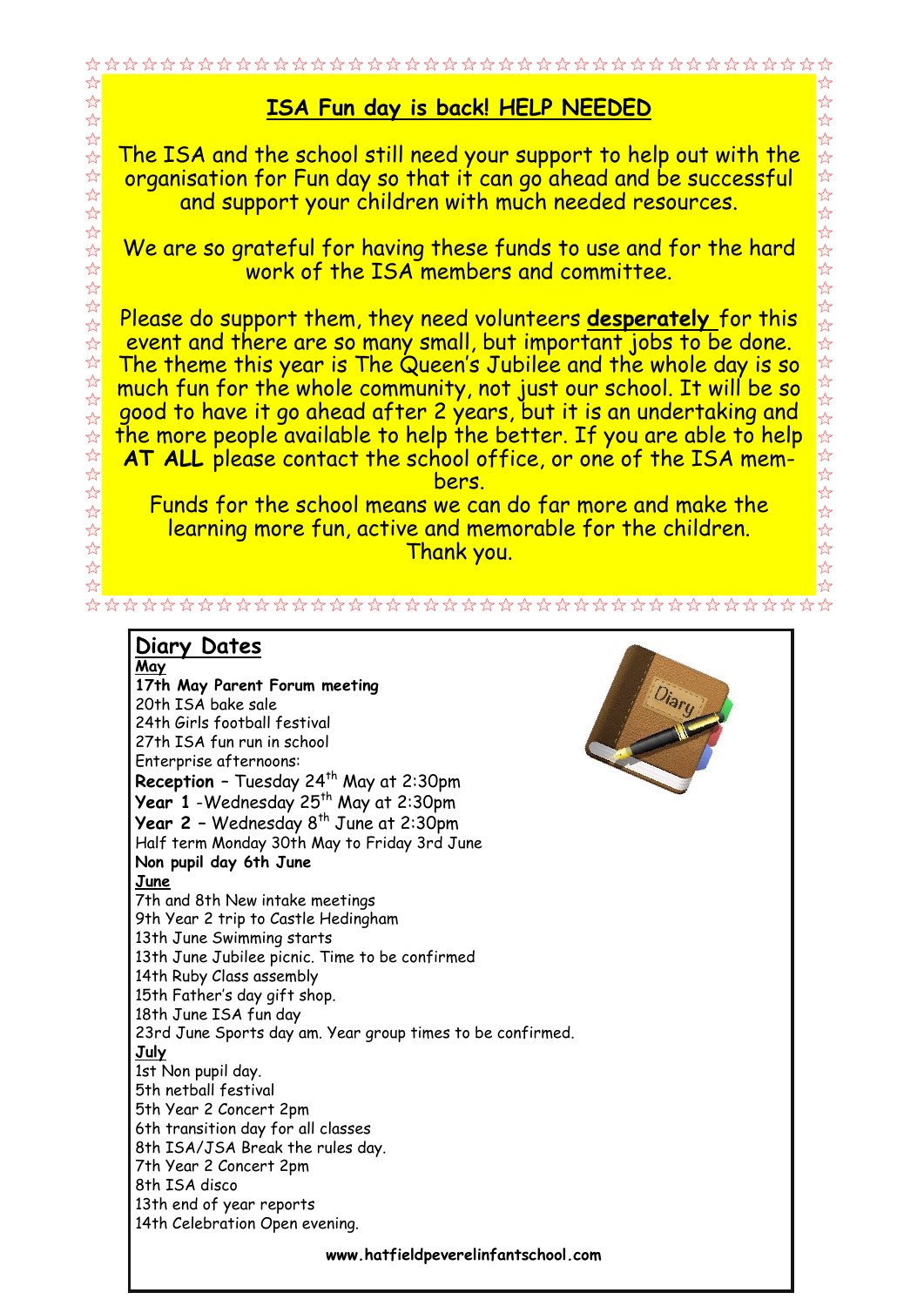## ISA Fun day is back! HELP NEEDED

The ISA and the school still need your support to help out with the organisation for Fun day so that it can go ahead and be successful and support your children with much needed resources.

We are so grateful for having these funds to use and for the hard work of the ISA members and committee.

Please do support them, they need volunteers **desperately** for this event and there are so many small, but important jobs to be done. The theme this year is The Queen's Jubilee and the whole day is so much fun for the whole community, not just our school. It will be so good to have it go ahead after 2 years, but it is an undertaking and the more people available to help the better. If you are able to help **AT ALL** please contact the school office, or one of the ISA members.

Funds for the school means we can do far more and make the learning more fun, active and memorable for the children.

Thank you.

## Diary Dates

**May**

**17th May Parent Forum meeting**
20th ISA bake sale
24th Girls football festival
27th ISA fun run in school
Enterprise afternoons:
**Reception** – Tuesday 24th May at 2:30pm
**Year 1** -Wednesday 25th May at 2:30pm
**Year 2** – Wednesday 8th June at 2:30pm
Half term Monday 30th May to Friday 3rd June
**Non pupil day 6th June**

**June**

7th and 8th New intake meetings
9th Year 2 trip to Castle Hedingham
13th June Swimming starts
13th June Jubilee picnic. Time to be confirmed
14th Ruby Class assembly
15th Father's day gift shop.
18th June ISA fun day
23rd June Sports day am. Year group times to be confirmed.

**July**

1st Non pupil day.
5th netball festival
5th Year 2 Concert 2pm
6th transition day for all classes
8th ISA/JSA Break the rules day.
7th Year 2 Concert 2pm
8th ISA disco
13th end of year reports
14th Celebration Open evening.

**www.hatfieldpeverelinfantschool.com**